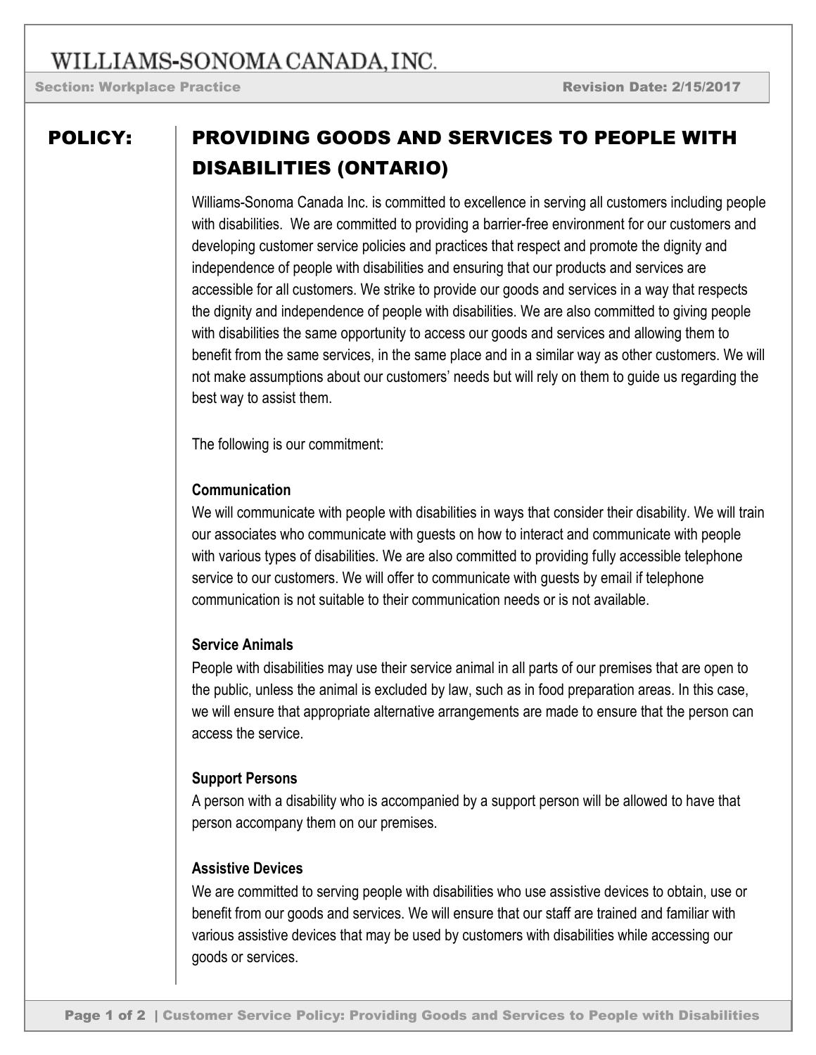# WILLIAMS-SONOMA CANADA, INC.

**Section: Workplace Practice** | **Revision Date: 2/15/2017**

## POLICY: PROVIDING GOODS AND SERVICES TO PEOPLE WITH DISABILITIES (ONTARIO)

Williams-Sonoma Canada Inc. is committed to excellence in serving all customers including people with disabilities. We are committed to providing a barrier-free environment for our customers and developing customer service policies and practices that respect and promote the dignity and independence of people with disabilities and ensuring that our products and services are accessible for all customers. We strike to provide our goods and services in a way that respects the dignity and independence of people with disabilities. We are also committed to giving people with disabilities the same opportunity to access our goods and services and allowing them to benefit from the same services, in the same place and in a similar way as other customers. We will not make assumptions about our customers' needs but will rely on them to guide us regarding the best way to assist them.

The following is our commitment:

**Communication**

We will communicate with people with disabilities in ways that consider their disability. We will train our associates who communicate with guests on how to interact and communicate with people with various types of disabilities. We are also committed to providing fully accessible telephone service to our customers. We will offer to communicate with guests by email if telephone communication is not suitable to their communication needs or is not available.

**Service Animals**

People with disabilities may use their service animal in all parts of our premises that are open to the public, unless the animal is excluded by law, such as in food preparation areas. In this case, we will ensure that appropriate alternative arrangements are made to ensure that the person can access the service.

**Support Persons**

A person with a disability who is accompanied by a support person will be allowed to have that person accompany them on our premises.

**Assistive Devices**

We are committed to serving people with disabilities who use assistive devices to obtain, use or benefit from our goods and services. We will ensure that our staff are trained and familiar with various assistive devices that may be used by customers with disabilities while accessing our goods or services.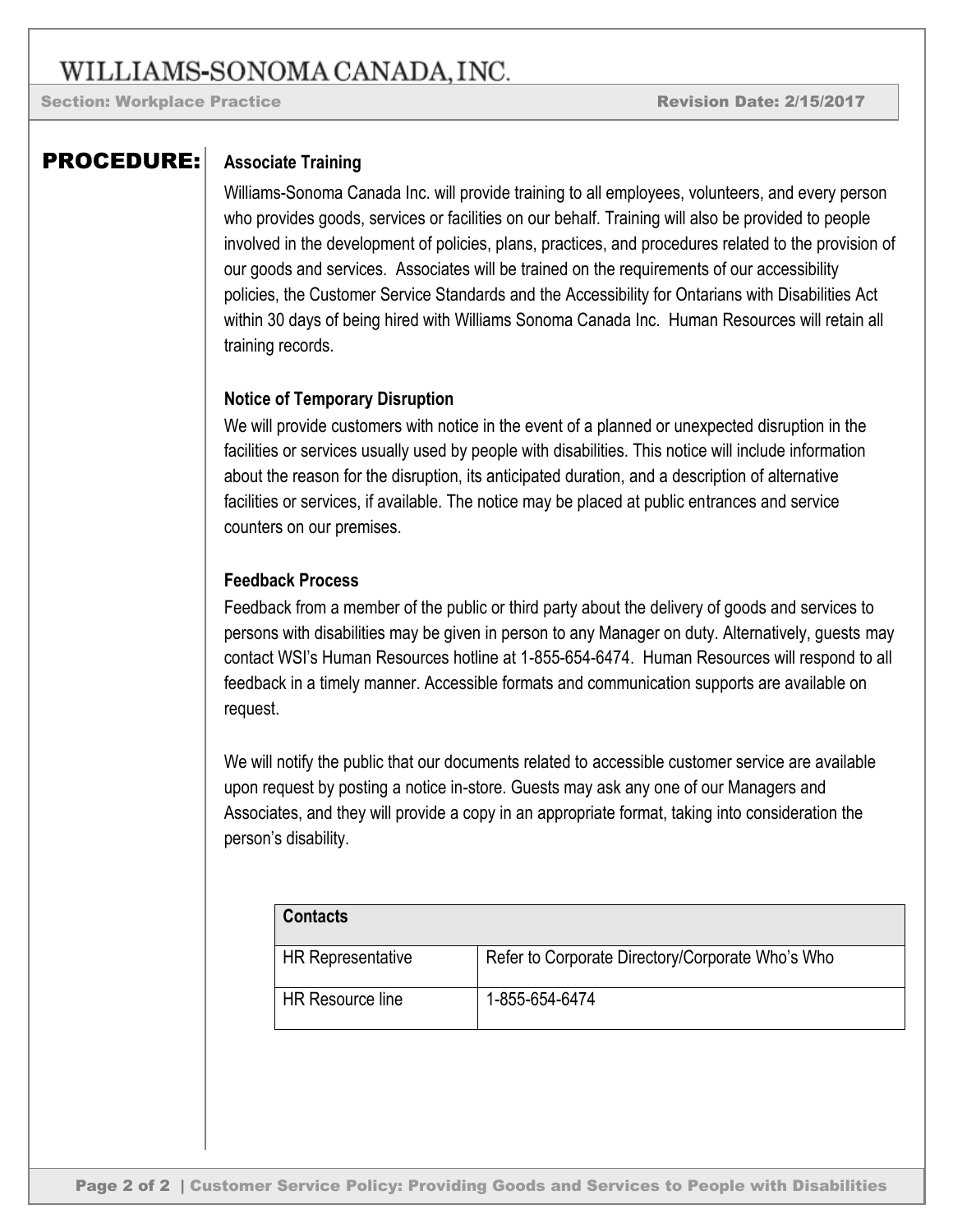## PROCEDURE:

### Associate Training

Williams-Sonoma Canada Inc. will provide training to all employees, volunteers, and every person who provides goods, services or facilities on our behalf. Training will also be provided to people involved in the development of policies, plans, practices, and procedures related to the provision of our goods and services. Associates will be trained on the requirements of our accessibility policies, the Customer Service Standards and the Accessibility for Ontarians with Disabilities Act within 30 days of being hired with Williams Sonoma Canada Inc. Human Resources will retain all training records.

### Notice of Temporary Disruption

We will provide customers with notice in the event of a planned or unexpected disruption in the facilities or services usually used by people with disabilities. This notice will include information about the reason for the disruption, its anticipated duration, and a description of alternative facilities or services, if available. The notice may be placed at public entrances and service counters on our premises.

### Feedback Process

Feedback from a member of the public or third party about the delivery of goods and services to persons with disabilities may be given in person to any Manager on duty. Alternatively, guests may contact WSI's Human Resources hotline at 1-855-654-6474. Human Resources will respond to all feedback in a timely manner. Accessible formats and communication supports are available on request.

We will notify the public that our documents related to accessible customer service are available upon request by posting a notice in-store. Guests may ask any one of our Managers and Associates, and they will provide a copy in an appropriate format, taking into consideration the person's disability.

| **Contacts** | |
|---|---|
| HR Representative | Refer to Corporate Directory/Corporate Who's Who |
| HR Resource line | 1-855-654-6474 |